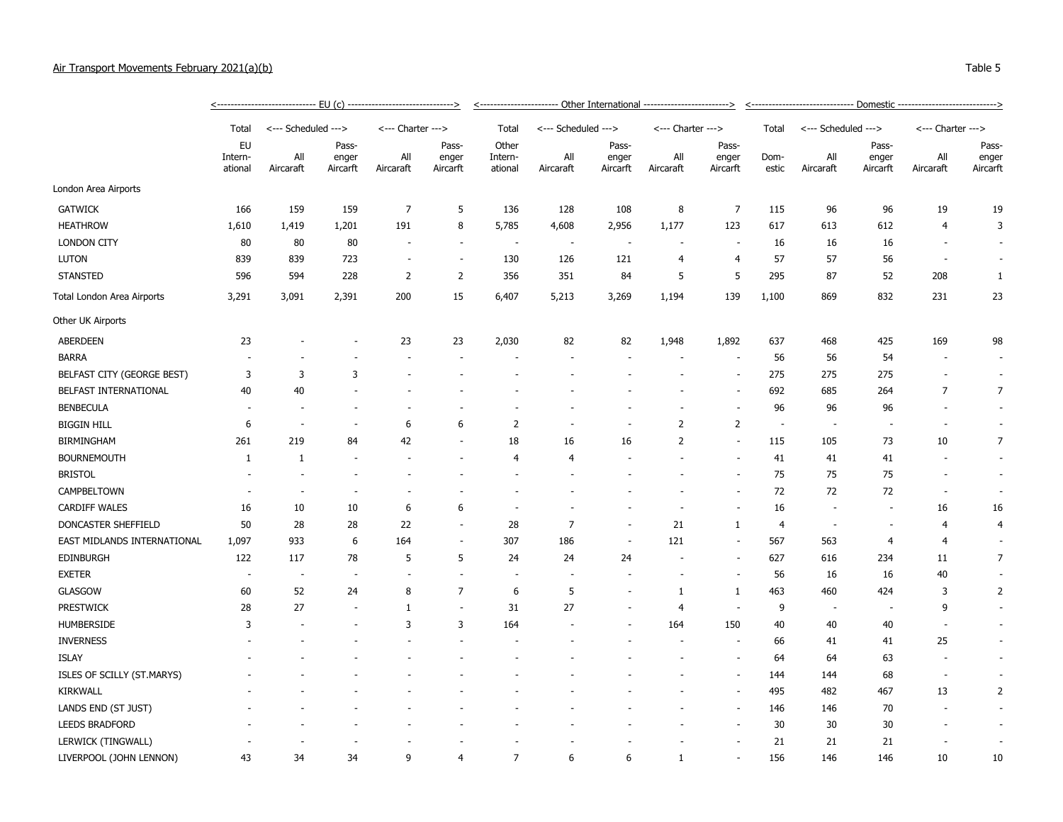Air Transport Movements February 2021(a)(b)

Table 5

| | <---------- EU (c) ----------> | | | | | <---------- Other International ----------> | | | | | <---------- Domestic ----------> | | | | |
|---|---|---|---|---|---|---|---|---|---|---|---|---|---|---|---|
| | Total | <--- Scheduled ---> | | <--- Charter ---> | | Total | <--- Scheduled ---> | | <--- Charter ---> | | Total | <--- Scheduled ---> | | <--- Charter ---> | |
| | EU International | All Aircraft | Passenger Aircraft | All Aircraft | Passenger Aircraft | Other International | All Aircraft | Passenger Aircraft | All Aircraft | Passenger Aircraft | Domestic | All Aircraft | Passenger Aircraft | All Aircraft | Passenger Aircraft |
| London Area Airports | | | | | | | | | | | | | | | |
| GATWICK | 166 | 159 | 159 | 7 | 5 | 136 | 128 | 108 | 8 | 7 | 115 | 96 | 96 | 19 | 19 |
| HEATHROW | 1,610 | 1,419 | 1,201 | 191 | 8 | 5,785 | 4,608 | 2,956 | 1,177 | 123 | 617 | 613 | 612 | 4 | 3 |
| LONDON CITY | 80 | 80 | 80 | - | - | - | - | - | - | - | 16 | 16 | 16 | - | - |
| LUTON | 839 | 839 | 723 | - | - | 130 | 126 | 121 | 4 | 4 | 57 | 57 | 56 | - | - |
| STANSTED | 596 | 594 | 228 | 2 | 2 | 356 | 351 | 84 | 5 | 5 | 295 | 87 | 52 | 208 | 1 |
| Total London Area Airports | 3,291 | 3,091 | 2,391 | 200 | 15 | 6,407 | 5,213 | 3,269 | 1,194 | 139 | 1,100 | 869 | 832 | 231 | 23 |
| Other UK Airports | | | | | | | | | | | | | | | |
| ABERDEEN | 23 | - | - | 23 | 23 | 2,030 | 82 | 82 | 1,948 | 1,892 | 637 | 468 | 425 | 169 | 98 |
| BARRA | - | - | - | - | - | - | - | - | - | - | 56 | 56 | 54 | - | - |
| BELFAST CITY (GEORGE BEST) | 3 | 3 | 3 | - | - | - | - | - | - | - | 275 | 275 | 275 | - | - |
| BELFAST INTERNATIONAL | 40 | 40 | - | - | - | - | - | - | - | - | 692 | 685 | 264 | 7 | 7 |
| BENBECULA | - | - | - | - | - | - | - | - | - | - | 96 | 96 | 96 | - | - |
| BIGGIN HILL | 6 | - | - | 6 | 6 | 2 | - | - | 2 | 2 | - | - | - | - | - |
| BIRMINGHAM | 261 | 219 | 84 | 42 | - | 18 | 16 | 16 | 2 | - | 115 | 105 | 73 | 10 | 7 |
| BOURNEMOUTH | 1 | 1 | - | - | - | 4 | 4 | - | - | - | 41 | 41 | 41 | - | - |
| BRISTOL | - | - | - | - | - | - | - | - | - | - | 75 | 75 | 75 | - | - |
| CAMPBELTOWN | - | - | - | - | - | - | - | - | - | - | 72 | 72 | 72 | - | - |
| CARDIFF WALES | 16 | 10 | 10 | 6 | 6 | - | - | - | - | - | 16 | - | - | 16 | 16 |
| DONCASTER SHEFFIELD | 50 | 28 | 28 | 22 | - | 28 | 7 | - | 21 | 1 | 4 | - | - | 4 | 4 |
| EAST MIDLANDS INTERNATIONAL | 1,097 | 933 | 6 | 164 | - | 307 | 186 | - | 121 | - | 567 | 563 | 4 | 4 | - |
| EDINBURGH | 122 | 117 | 78 | 5 | 5 | 24 | 24 | 24 | - | - | 627 | 616 | 234 | 11 | 7 |
| EXETER | - | - | - | - | - | - | - | - | - | - | 56 | 16 | 16 | 40 | - |
| GLASGOW | 60 | 52 | 24 | 8 | 7 | 6 | 5 | - | 1 | 1 | 463 | 460 | 424 | 3 | 2 |
| PRESTWICK | 28 | 27 | - | 1 | - | 31 | 27 | - | 4 | - | 9 | - | - | 9 | - |
| HUMBERSIDE | 3 | - | - | 3 | 3 | 164 | - | - | 164 | 150 | 40 | 40 | 40 | - | - |
| INVERNESS | - | - | - | - | - | - | - | - | - | - | 66 | 41 | 41 | 25 | - |
| ISLAY | - | - | - | - | - | - | - | - | - | - | 64 | 64 | 63 | - | - |
| ISLES OF SCILLY (ST.MARYS) | - | - | - | - | - | - | - | - | - | - | 144 | 144 | 68 | - | - |
| KIRKWALL | - | - | - | - | - | - | - | - | - | - | 495 | 482 | 467 | 13 | 2 |
| LANDS END (ST JUST) | - | - | - | - | - | - | - | - | - | - | 146 | 146 | 70 | - | - |
| LEEDS BRADFORD | - | - | - | - | - | - | - | - | - | - | 30 | 30 | 30 | - | - |
| LERWICK (TINGWALL) | - | - | - | - | - | - | - | - | - | - | 21 | 21 | 21 | - | - |
| LIVERPOOL (JOHN LENNON) | 43 | 34 | 34 | 9 | 4 | 7 | 6 | 6 | 1 | - | 156 | 146 | 146 | 10 | 10 |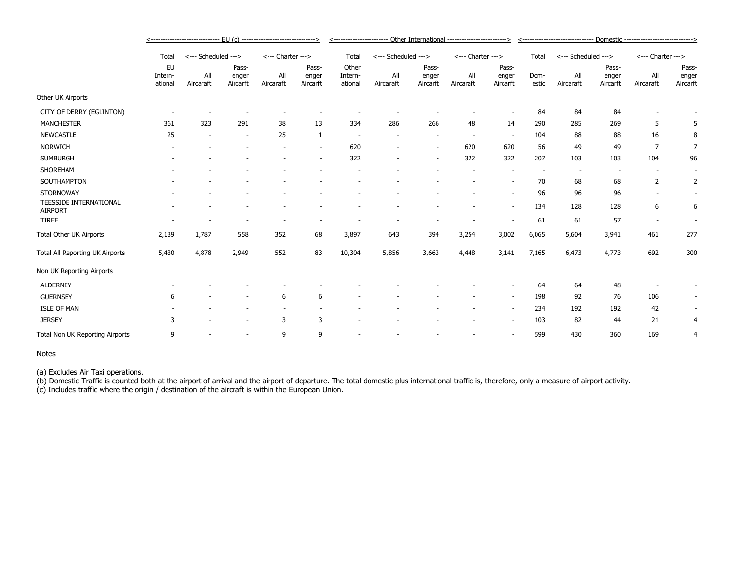| | EU (c) | | | | | Other International | | | | | Domestic | | | | |
|---|---|---|---|---|---|---|---|---|---|---|---|---|---|---|---|
| | Total | Scheduled | | Charter | | Total | Scheduled | | Charter | | Total | Scheduled | | Charter | |
| | EU International | All Aircraft | Passenger Aircraft | All Aircraft | Passenger Aircraft | Other International | All Aircraft | Passenger Aircraft | All Aircraft | Passenger Aircraft | Domestic | All Aircraft | Passenger Aircraft | All Aircraft | Passenger Aircraft |
| **Other UK Airports** | | | | | | | | | | | | | | | |
| CITY OF DERRY (EGLINTON) | - | - | - | - | - | - | - | - | - | - | 84 | 84 | 84 | - | - |
| MANCHESTER | 361 | 323 | 291 | 38 | 13 | 334 | 286 | 266 | 48 | 14 | 290 | 285 | 269 | 5 | 5 |
| NEWCASTLE | 25 | - | - | 25 | 1 | - | - | - | - | - | 104 | 88 | 88 | 16 | 8 |
| NORWICH | - | - | - | - | - | 620 | - | - | 620 | 620 | 56 | 49 | 49 | 7 | 7 |
| SUMBURGH | - | - | - | - | - | 322 | - | - | 322 | 322 | 207 | 103 | 103 | 104 | 96 |
| SHOREHAM | - | - | - | - | - | - | - | - | - | - | - | - | - | - | - |
| SOUTHAMPTON | - | - | - | - | - | - | - | - | - | - | 70 | 68 | 68 | 2 | 2 |
| STORNOWAY | - | - | - | - | - | - | - | - | - | - | 96 | 96 | 96 | - | - |
| TEESSIDE INTERNATIONAL AIRPORT | - | - | - | - | - | - | - | - | - | - | 134 | 128 | 128 | 6 | 6 |
| TIREE | - | - | - | - | - | - | - | - | - | - | 61 | 61 | 57 | - | - |
| Total Other UK Airports | 2,139 | 1,787 | 558 | 352 | 68 | 3,897 | 643 | 394 | 3,254 | 3,002 | 6,065 | 5,604 | 3,941 | 461 | 277 |
| Total All Reporting UK Airports | 5,430 | 4,878 | 2,949 | 552 | 83 | 10,304 | 5,856 | 3,663 | 4,448 | 3,141 | 7,165 | 6,473 | 4,773 | 692 | 300 |
| **Non UK Reporting Airports** | | | | | | | | | | | | | | | |
| ALDERNEY | - | - | - | - | - | - | - | - | - | - | 64 | 64 | 48 | - | - |
| GUERNSEY | 6 | - | - | 6 | 6 | - | - | - | - | - | 198 | 92 | 76 | 106 | - |
| ISLE OF MAN | - | - | - | - | - | - | - | - | - | - | 234 | 192 | 192 | 42 | - |
| JERSEY | 3 | - | - | 3 | 3 | - | - | - | - | - | 103 | 82 | 44 | 21 | 4 |
| Total Non UK Reporting Airports | 9 | - | - | 9 | 9 | - | - | - | - | - | 599 | 430 | 360 | 169 | 4 |

Notes

(a) Excludes Air Taxi operations.
(b) Domestic Traffic is counted both at the airport of arrival and the airport of departure. The total domestic plus international traffic is, therefore, only a measure of airport activity.
(c) Includes traffic where the origin / destination of the aircraft is within the European Union.